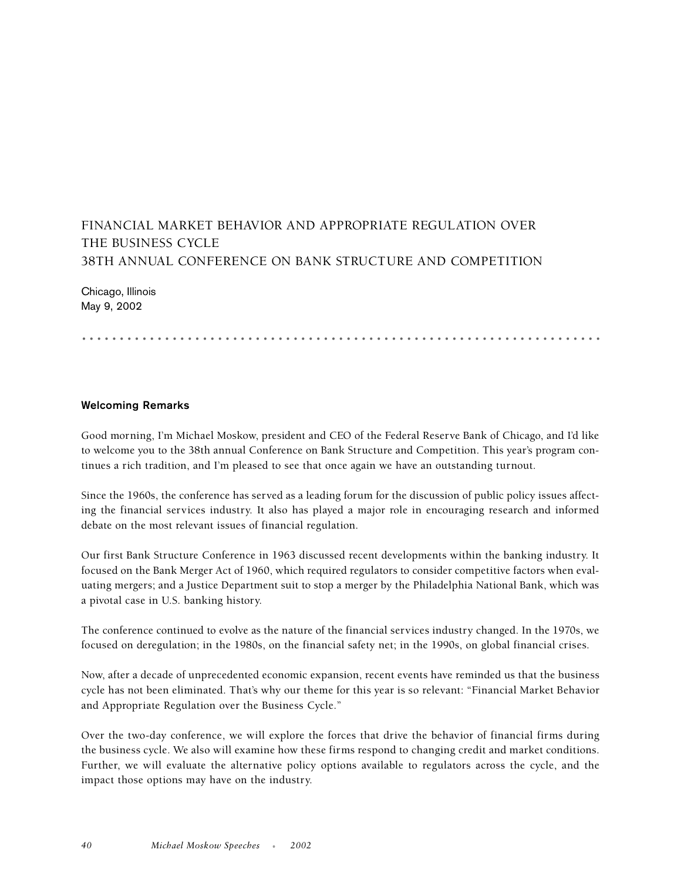# FINANCIAL MARKET BEHAVIOR AND APPROPRIATE REGULATION OVER THE BUSINESS CYCLE
# 38TH ANNUAL CONFERENCE ON BANK STRUCTURE AND COMPETITION

Chicago, Illinois
May 9, 2002

## Welcoming Remarks

Good morning, I'm Michael Moskow, president and CEO of the Federal Reserve Bank of Chicago, and I'd like to welcome you to the 38th annual Conference on Bank Structure and Competition. This year's program continues a rich tradition, and I'm pleased to see that once again we have an outstanding turnout.

Since the 1960s, the conference has served as a leading forum for the discussion of public policy issues affecting the financial services industry. It also has played a major role in encouraging research and informed debate on the most relevant issues of financial regulation.

Our first Bank Structure Conference in 1963 discussed recent developments within the banking industry. It focused on the Bank Merger Act of 1960, which required regulators to consider competitive factors when evaluating mergers; and a Justice Department suit to stop a merger by the Philadelphia National Bank, which was a pivotal case in U.S. banking history.

The conference continued to evolve as the nature of the financial services industry changed. In the 1970s, we focused on deregulation; in the 1980s, on the financial safety net; in the 1990s, on global financial crises.

Now, after a decade of unprecedented economic expansion, recent events have reminded us that the business cycle has not been eliminated. That's why our theme for this year is so relevant: "Financial Market Behavior and Appropriate Regulation over the Business Cycle."

Over the two-day conference, we will explore the forces that drive the behavior of financial firms during the business cycle. We also will examine how these firms respond to changing credit and market conditions. Further, we will evaluate the alternative policy options available to regulators across the cycle, and the impact those options may have on the industry.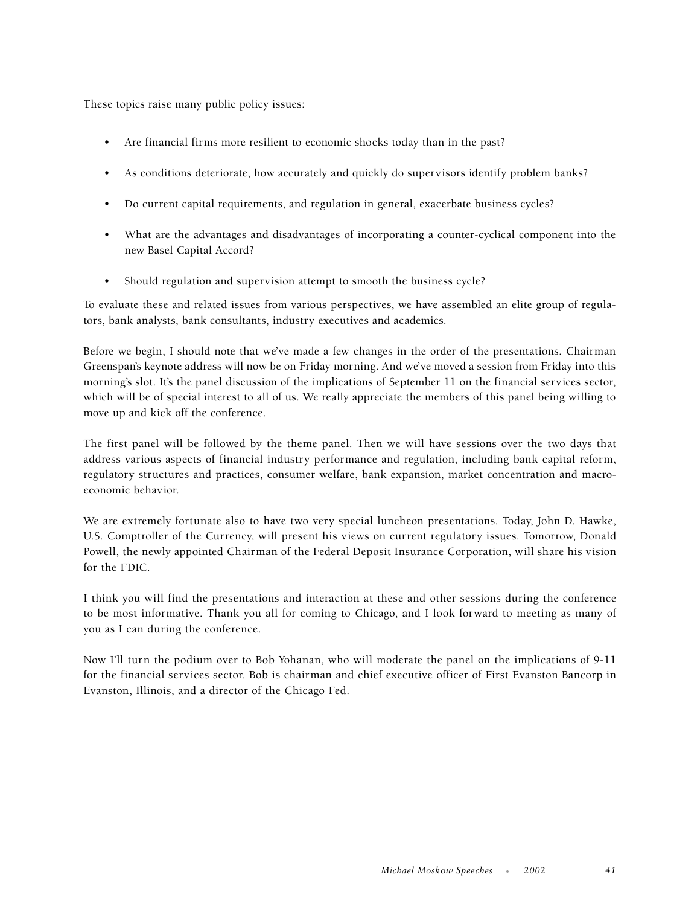These topics raise many public policy issues:

- Are financial firms more resilient to economic shocks today than in the past?
- As conditions deteriorate, how accurately and quickly do supervisors identify problem banks?
- Do current capital requirements, and regulation in general, exacerbate business cycles?
- What are the advantages and disadvantages of incorporating a counter-cyclical component into the new Basel Capital Accord?
- Should regulation and supervision attempt to smooth the business cycle?

To evaluate these and related issues from various perspectives, we have assembled an elite group of regulators, bank analysts, bank consultants, industry executives and academics.

Before we begin, I should note that we've made a few changes in the order of the presentations. Chairman Greenspan's keynote address will now be on Friday morning. And we've moved a session from Friday into this morning's slot. It's the panel discussion of the implications of September 11 on the financial services sector, which will be of special interest to all of us. We really appreciate the members of this panel being willing to move up and kick off the conference.

The first panel will be followed by the theme panel. Then we will have sessions over the two days that address various aspects of financial industry performance and regulation, including bank capital reform, regulatory structures and practices, consumer welfare, bank expansion, market concentration and macroeconomic behavior.

We are extremely fortunate also to have two very special luncheon presentations. Today, John D. Hawke, U.S. Comptroller of the Currency, will present his views on current regulatory issues. Tomorrow, Donald Powell, the newly appointed Chairman of the Federal Deposit Insurance Corporation, will share his vision for the FDIC.

I think you will find the presentations and interaction at these and other sessions during the conference to be most informative. Thank you all for coming to Chicago, and I look forward to meeting as many of you as I can during the conference.

Now I'll turn the podium over to Bob Yohanan, who will moderate the panel on the implications of 9-11 for the financial services sector. Bob is chairman and chief executive officer of First Evanston Bancorp in Evanston, Illinois, and a director of the Chicago Fed.